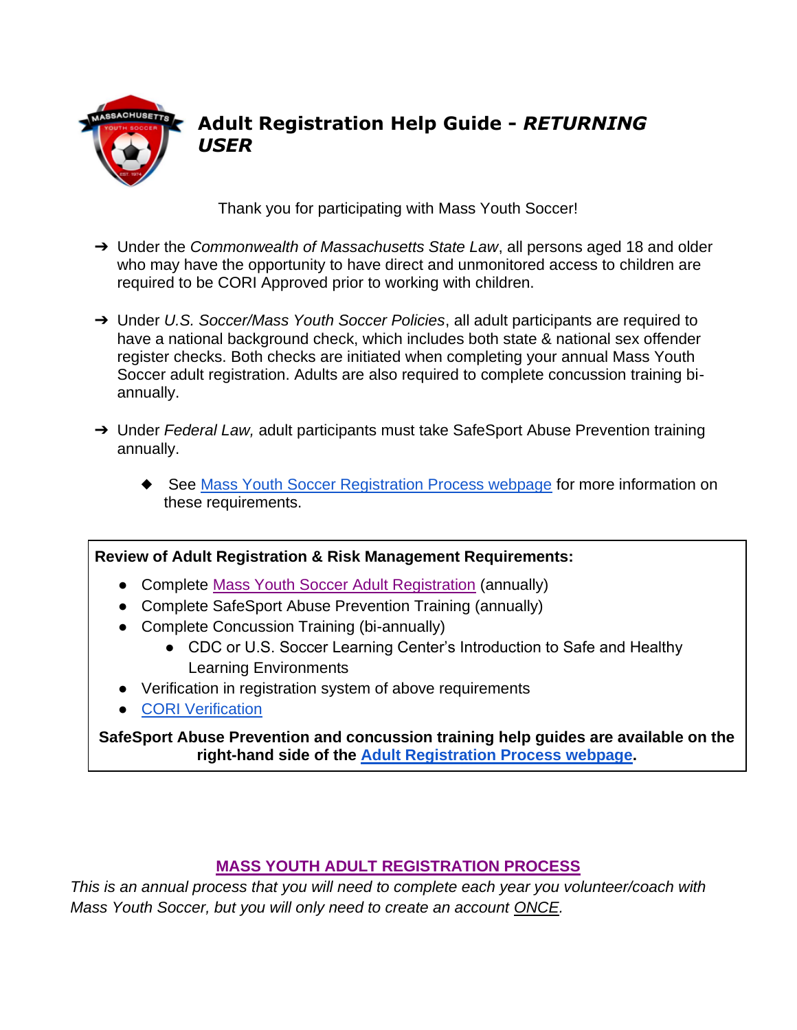# Adult Registration Help Guide - *RETURNING USER*

Thank you for participating with Mass Youth Soccer!

- ➔ Under the *Commonwealth of Massachusetts State Law*, all persons aged 18 and older who may have the opportunity to have direct and unmonitored access to children are required to be CORI Approved prior to working with children.
- ➔ Under *U.S. Soccer/Mass Youth Soccer Policies*, all adult participants are required to have a national background check, which includes both state & national sex offender register checks. Both checks are initiated when completing your annual Mass Youth Soccer adult registration. Adults are also required to complete concussion training bi-annually.
- ➔ Under *Federal Law,* adult participants must take SafeSport Abuse Prevention training annually.
  - ◆ See Mass Youth Soccer Registration Process webpage for more information on these requirements.

**Review of Adult Registration & Risk Management Requirements:**

- Complete Mass Youth Soccer Adult Registration (annually)
- Complete SafeSport Abuse Prevention Training (annually)
- Complete Concussion Training (bi-annually)
  - CDC or U.S. Soccer Learning Center's Introduction to Safe and Healthy Learning Environments
- Verification in registration system of above requirements
- CORI Verification

**SafeSport Abuse Prevention and concussion training help guides are available on the right-hand side of the Adult Registration Process webpage.**

## MASS YOUTH ADULT REGISTRATION PROCESS

*This is an annual process that you will need to complete each year you volunteer/coach with Mass Youth Soccer, but you will only need to create an account ONCE.*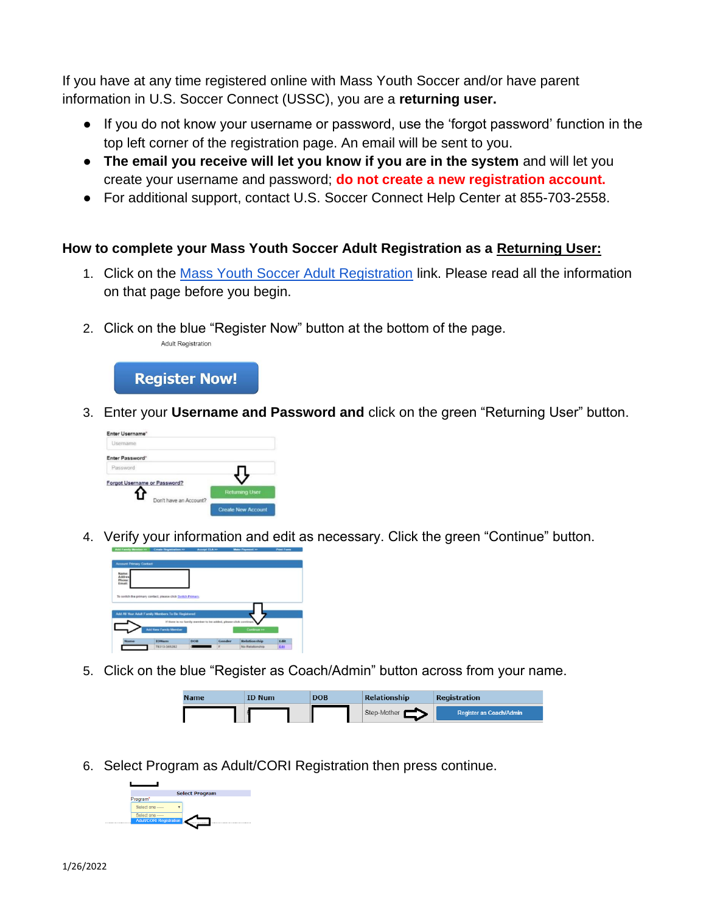If you have at any time registered online with Mass Youth Soccer and/or have parent information in U.S. Soccer Connect (USSC), you are a **returning user.**

- If you do not know your username or password, use the 'forgot password' function in the top left corner of the registration page. An email will be sent to you.
- **The email you receive will let you know if you are in the system** and will let you create your username and password; **do not create a new registration account.**
- For additional support, contact U.S. Soccer Connect Help Center at 855-703-2558.

### How to complete your Mass Youth Soccer Adult Registration as a Returning User:

1. Click on the Mass Youth Soccer Adult Registration link. Please read all the information on that page before you begin.

2. Click on the blue "Register Now" button at the bottom of the page.

3. Enter your **Username and Password and** click on the green "Returning User" button.

4. Verify your information and edit as necessary. Click the green "Continue" button.

5. Click on the blue "Register as Coach/Admin" button across from your name.

6. Select Program as Adult/CORI Registration then press continue.

1/26/2022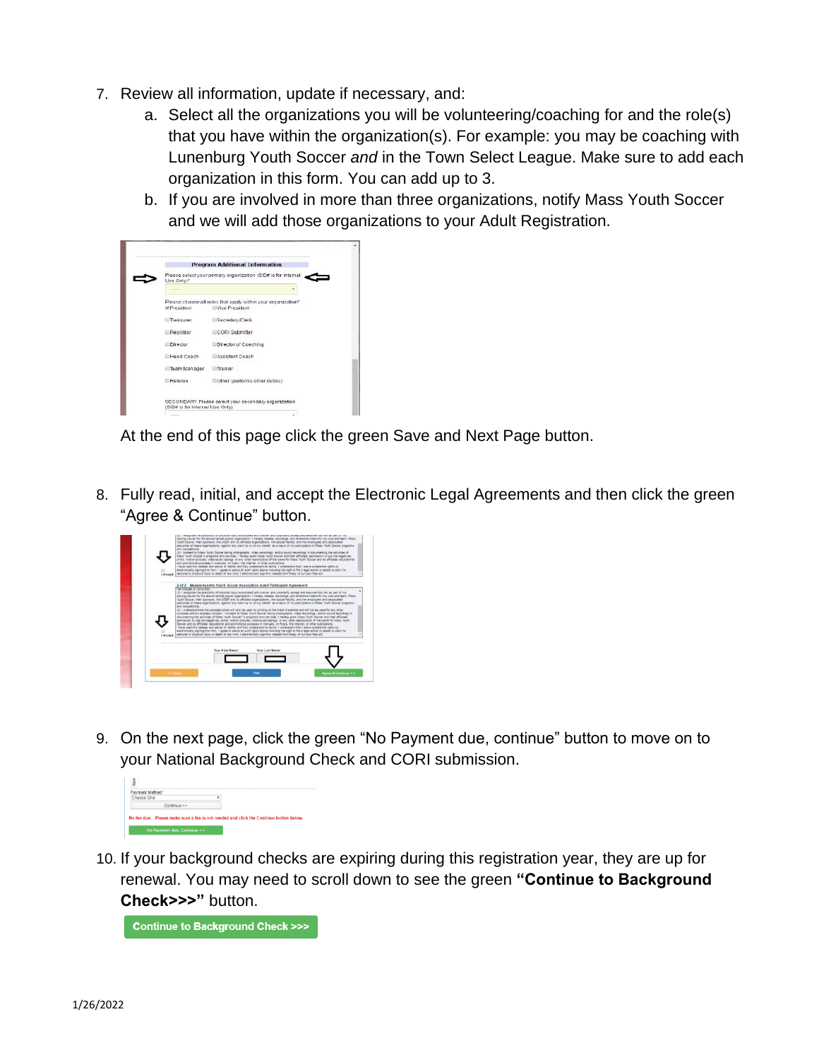7. Review all information, update if necessary, and:
    a. Select all the organizations you will be volunteering/coaching for and the role(s) that you have within the organization(s). For example: you may be coaching with Lunenburg Youth Soccer *and* in the Town Select League. Make sure to add each organization in this form. You can add up to 3.
    b. If you are involved in more than three organizations, notify Mass Youth Soccer and we will add those organizations to your Adult Registration.

    At the end of this page click the green Save and Next Page button.

8. Fully read, initial, and accept the Electronic Legal Agreements and then click the green "Agree & Continue" button.

9. On the next page, click the green "No Payment due, continue" button to move on to your National Background Check and CORI submission.

10. If your background checks are expiring during this registration year, they are up for renewal. You may need to scroll down to see the green **"Continue to Background Check>>>"** button.

1/26/2022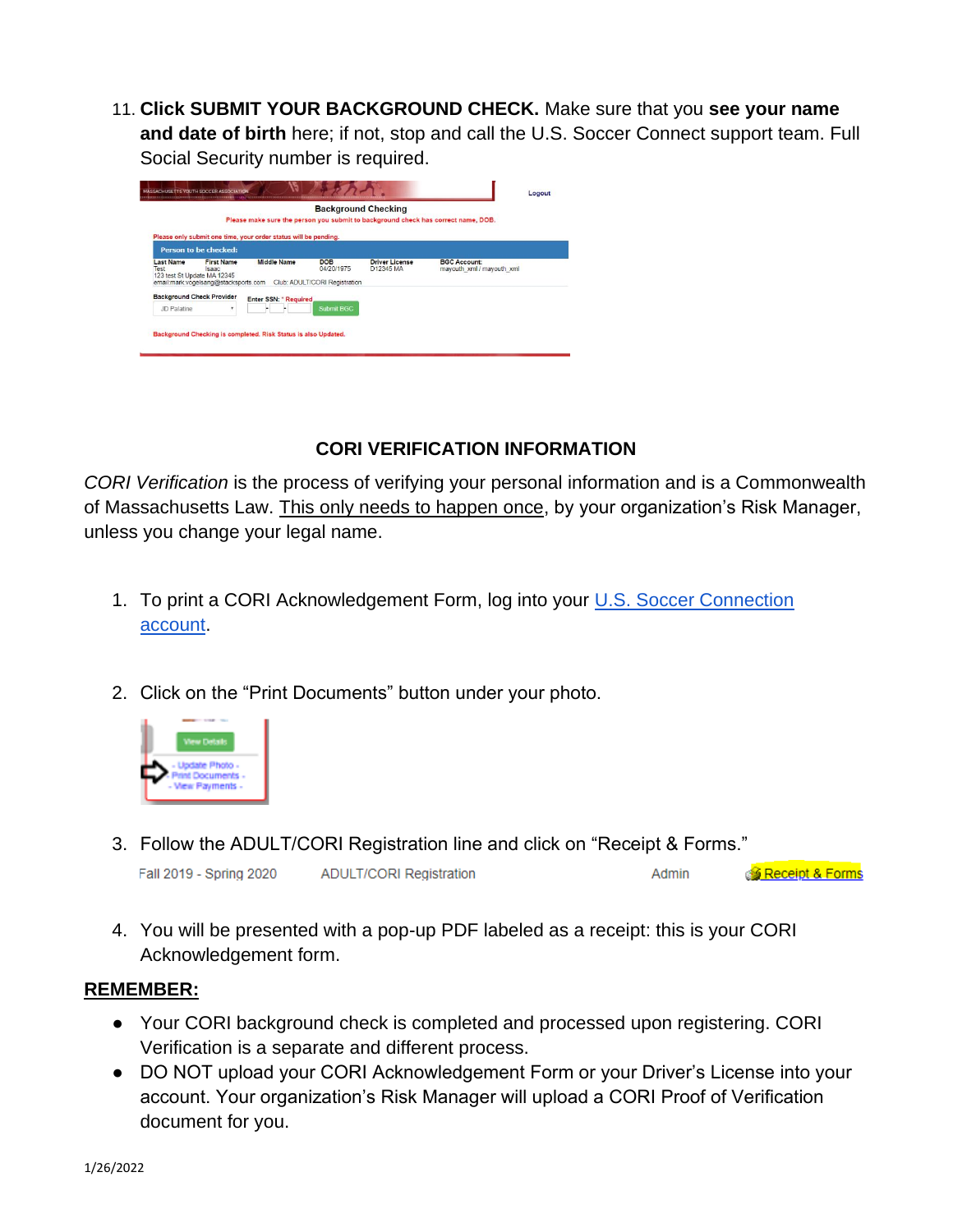11. **Click SUBMIT YOUR BACKGROUND CHECK.** Make sure that you **see your name and date of birth** here; if not, stop and call the U.S. Soccer Connect support team. Full Social Security number is required.

## CORI VERIFICATION INFORMATION

*CORI Verification* is the process of verifying your personal information and is a Commonwealth of Massachusetts Law. <u>This only needs to happen once</u>, by your organization's Risk Manager, unless you change your legal name.

1. To print a CORI Acknowledgement Form, log into your [U.S. Soccer Connection account](#).
2. Click on the "Print Documents" button under your photo.
3. Follow the ADULT/CORI Registration line and click on "Receipt & Forms."

   Fall 2019 - Spring 2020 ADULT/CORI Registration Admin Receipt & Forms

4. You will be presented with a pop-up PDF labeled as a receipt: this is your CORI Acknowledgement form.

**<u>REMEMBER:</u>**

- Your CORI background check is completed and processed upon registering. CORI Verification is a separate and different process.
- DO NOT upload your CORI Acknowledgement Form or your Driver's License into your account. Your organization's Risk Manager will upload a CORI Proof of Verification document for you.

1/26/2022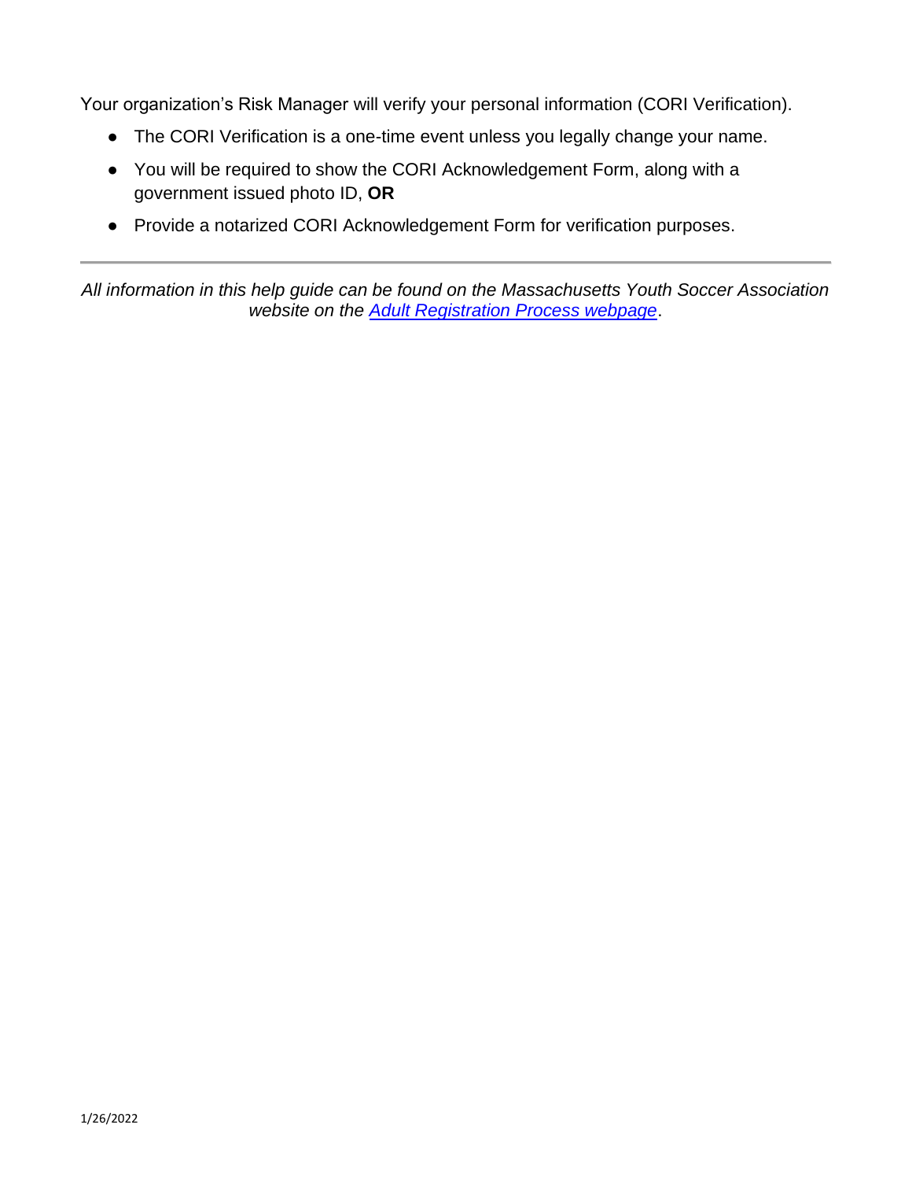Your organization's Risk Manager will verify your personal information (CORI Verification).

- The CORI Verification is a one-time event unless you legally change your name.
- You will be required to show the CORI Acknowledgement Form, along with a government issued photo ID, **OR**
- Provide a notarized CORI Acknowledgement Form for verification purposes.

---

*All information in this help guide can be found on the Massachusetts Youth Soccer Association website on the [Adult Registration Process webpage](#).*

1/26/2022